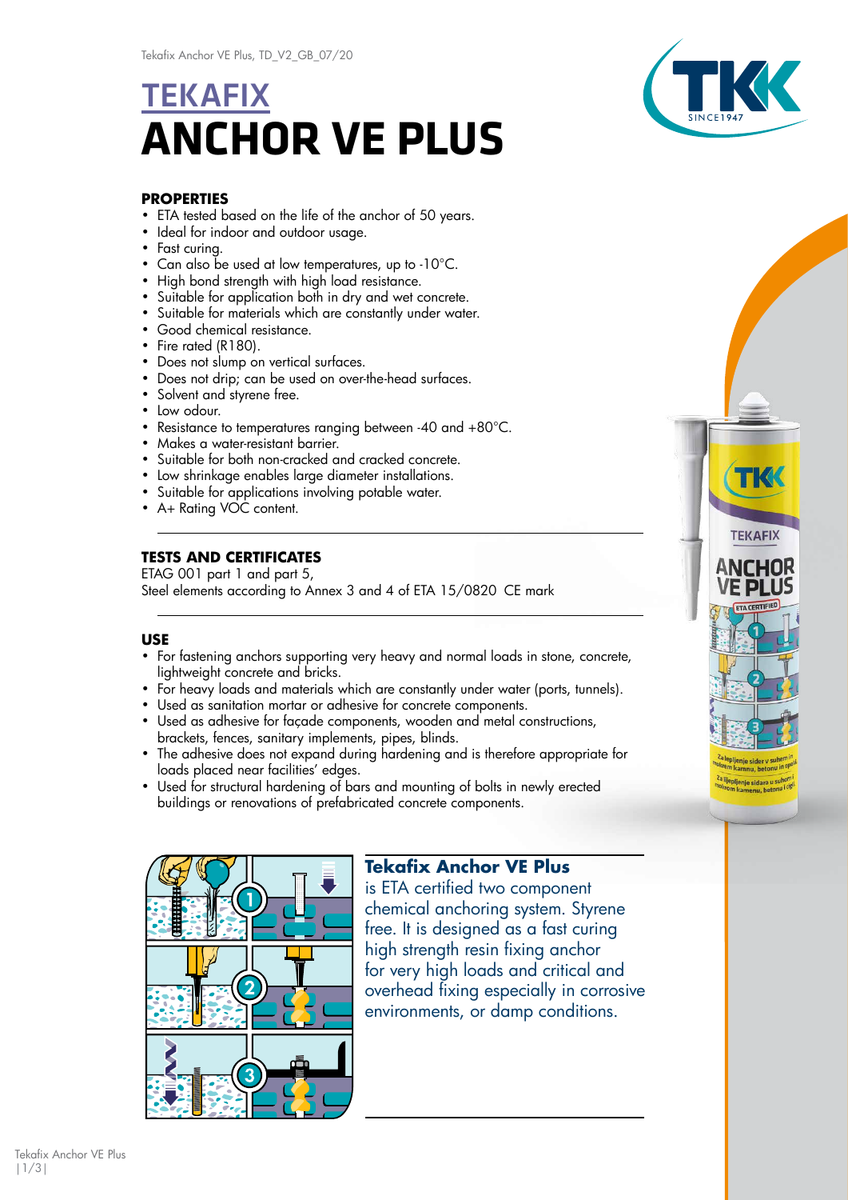# TEKAFIX
# ANCHOR VE PLUS

## PROPERTIES

- ETA tested based on the life of the anchor of 50 years.
- Ideal for indoor and outdoor usage.
- Fast curing.
- Can also be used at low temperatures, up to -10°C.
- High bond strength with high load resistance.
- Suitable for application both in dry and wet concrete.
- Suitable for materials which are constantly under water.
- Good chemical resistance.
- Fire rated (R180).
- Does not slump on vertical surfaces.
- Does not drip; can be used on over-the-head surfaces.
- Solvent and styrene free.
- Low odour.
- Resistance to temperatures ranging between -40 and +80°C.
- Makes a water-resistant barrier.
- Suitable for both non-cracked and cracked concrete.
- Low shrinkage enables large diameter installations.
- Suitable for applications involving potable water.
- A+ Rating VOC content.

## TESTS AND CERTIFICATES

ETAG 001 part 1 and part 5,
Steel elements according to Annex 3 and 4 of ETA 15/0820 CE mark

## USE

- For fastening anchors supporting very heavy and normal loads in stone, concrete, lightweight concrete and bricks.
- For heavy loads and materials which are constantly under water (ports, tunnels).
- Used as sanitation mortar or adhesive for concrete components.
- Used as adhesive for façade components, wooden and metal constructions, brackets, fences, sanitary implements, pipes, blinds.
- The adhesive does not expand during hardening and is therefore appropriate for loads placed near facilities' edges.
- Used for structural hardening of bars and mounting of bolts in newly erected buildings or renovations of prefabricated concrete components.

**Tekafix Anchor VE Plus**
is ETA certified two component chemical anchoring system. Styrene free. It is designed as a fast curing high strength resin fixing anchor for very high loads and critical and overhead fixing especially in corrosive environments, or damp conditions.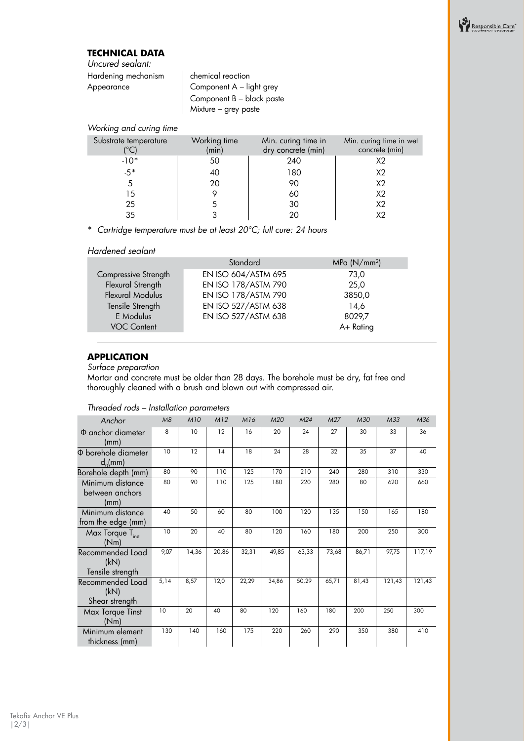## TECHNICAL DATA

*Uncured sealant:*

| | |
|---|---|
| Hardening mechanism | chemical reaction |
| Appearance | Component A – light grey<br>Component B – black paste<br>Mixture – grey paste |

*Working and curing time*

| Substrate temperature (°C) | Working time (min) | Min. curing time in dry concrete (min) | Min. curing time in wet concrete (min) |
|---|---|---|---|
| -10* | 50 | 240 | X2 |
| -5* | 40 | 180 | X2 |
| 5 | 20 | 90 | X2 |
| 15 | 9 | 60 | X2 |
| 25 | 5 | 30 | X2 |
| 35 | 3 | 20 | X2 |

\* *Cartridge temperature must be at least 20°C; full cure: 24 hours*

*Hardened sealant*

| | Standard | MPa (N/mm²) |
|---|---|---|
| Compressive Strength | EN ISO 604/ASTM 695 | 73,0 |
| Flexural Strength | EN ISO 178/ASTM 790 | 25,0 |
| Flexural Modulus | EN ISO 178/ASTM 790 | 3850,0 |
| Tensile Strength | EN ISO 527/ASTM 638 | 14,6 |
| E Modulus | EN ISO 527/ASTM 638 | 8029,7 |
| VOC Content | | A+ Rating |

## APPLICATION

*Surface preparation*

Mortar and concrete must be older than 28 days. The borehole must be dry, fat free and thoroughly cleaned with a brush and blown out with compressed air.

*Threaded rods – Installation parameters*

| Anchor | M8 | M10 | M12 | M16 | M20 | M24 | M27 | M30 | M33 | M36 |
|---|---|---|---|---|---|---|---|---|---|---|
| Φ anchor diameter (mm) | 8 | 10 | 12 | 16 | 20 | 24 | 27 | 30 | 33 | 36 |
| Φ borehole diameter $d_0$(mm) | 10 | 12 | 14 | 18 | 24 | 28 | 32 | 35 | 37 | 40 |
| Borehole depth (mm) | 80 | 90 | 110 | 125 | 170 | 210 | 240 | 280 | 310 | 330 |
| Minimum distance between anchors (mm) | 80 | 90 | 110 | 125 | 180 | 220 | 280 | 80 | 620 | 660 |
| Minimum distance from the edge (mm) | 40 | 50 | 60 | 80 | 100 | 120 | 135 | 150 | 165 | 180 |
| Max Torque $T_{inst}$ (Nm) | 10 | 20 | 40 | 80 | 120 | 160 | 180 | 200 | 250 | 300 |
| Recommended Load (kN) Tensile strength | 9,07 | 14,36 | 20,86 | 32,31 | 49,85 | 63,33 | 73,68 | 86,71 | 97,75 | 117,19 |
| Recommended Load (kN) Shear strength | 5,14 | 8,57 | 12,0 | 22,29 | 34,86 | 50,29 | 65,71 | 81,43 | 121,43 | 121,43 |
| Max Torque Tinst (Nm) | 10 | 20 | 40 | 80 | 120 | 160 | 180 | 200 | 250 | 300 |
| Minimum element thickness (mm) | 130 | 140 | 160 | 175 | 220 | 260 | 290 | 350 | 380 | 410 |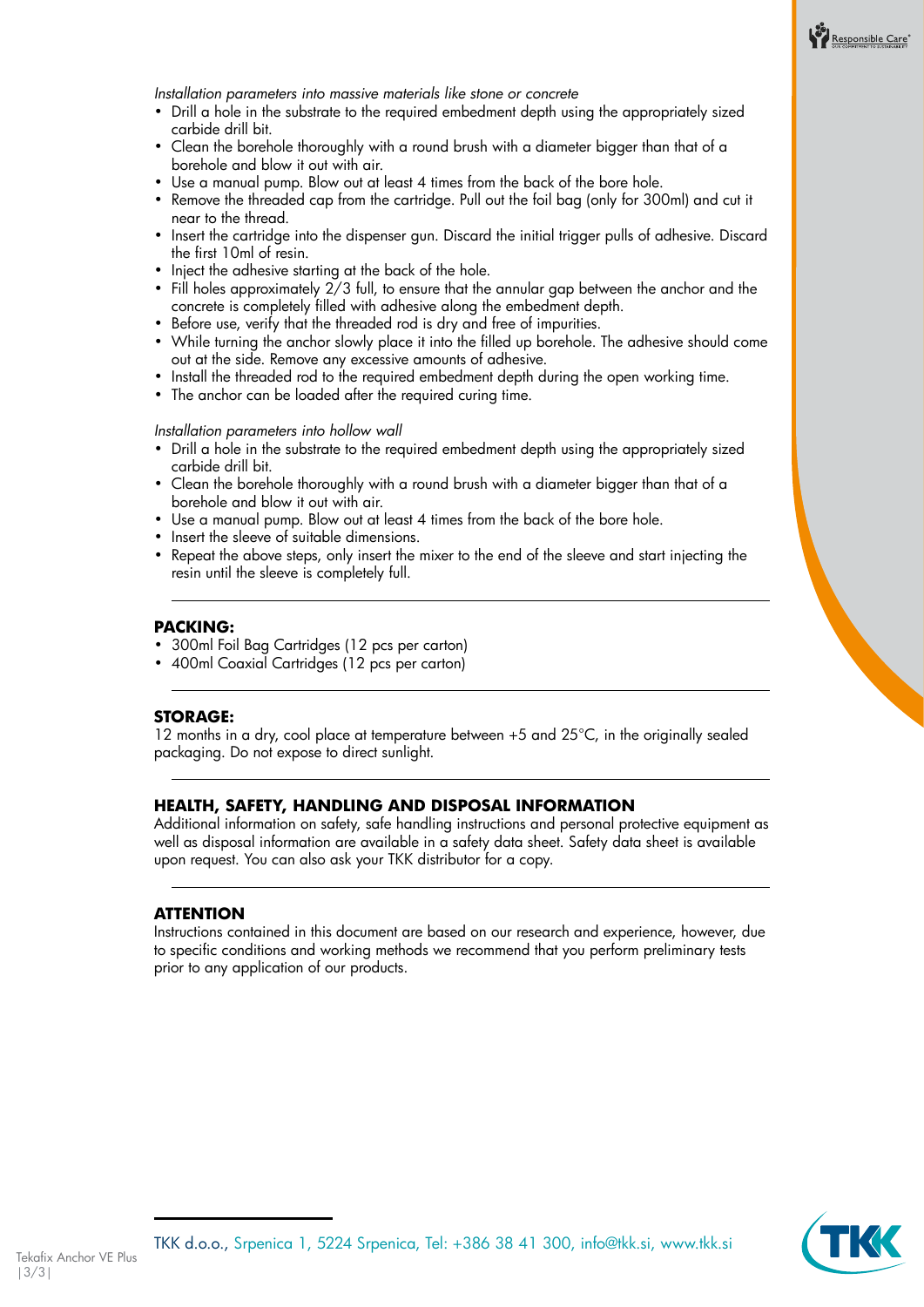*Installation parameters into massive materials like stone or concrete*

- Drill a hole in the substrate to the required embedment depth using the appropriately sized carbide drill bit.
- Clean the borehole thoroughly with a round brush with a diameter bigger than that of a borehole and blow it out with air.
- Use a manual pump. Blow out at least 4 times from the back of the bore hole.
- Remove the threaded cap from the cartridge. Pull out the foil bag (only for 300ml) and cut it near to the thread.
- Insert the cartridge into the dispenser gun. Discard the initial trigger pulls of adhesive. Discard the first 10ml of resin.
- Inject the adhesive starting at the back of the hole.
- Fill holes approximately 2/3 full, to ensure that the annular gap between the anchor and the concrete is completely filled with adhesive along the embedment depth.
- Before use, verify that the threaded rod is dry and free of impurities.
- While turning the anchor slowly place it into the filled up borehole. The adhesive should come out at the side. Remove any excessive amounts of adhesive.
- Install the threaded rod to the required embedment depth during the open working time.
- The anchor can be loaded after the required curing time.

*Installation parameters into hollow wall*

- Drill a hole in the substrate to the required embedment depth using the appropriately sized carbide drill bit.
- Clean the borehole thoroughly with a round brush with a diameter bigger than that of a borehole and blow it out with air.
- Use a manual pump. Blow out at least 4 times from the back of the bore hole.
- Insert the sleeve of suitable dimensions.
- Repeat the above steps, only insert the mixer to the end of the sleeve and start injecting the resin until the sleeve is completely full.

---

## PACKING:

- 300ml Foil Bag Cartridges (12 pcs per carton)
- 400ml Coaxial Cartridges (12 pcs per carton)

---

## STORAGE:

12 months in a dry, cool place at temperature between +5 and 25°C, in the originally sealed packaging. Do not expose to direct sunlight.

---

## HEALTH, SAFETY, HANDLING AND DISPOSAL INFORMATION

Additional information on safety, safe handling instructions and personal protective equipment as well as disposal information are available in a safety data sheet. Safety data sheet is available upon request. You can also ask your TKK distributor for a copy.

---

## ATTENTION

Instructions contained in this document are based on our research and experience, however, due to specific conditions and working methods we recommend that you perform preliminary tests prior to any application of our products.

TKK d.o.o., Srpenica 1, 5224 Srpenica, Tel: +386 38 41 300, info@tkk.si, www.tkk.si